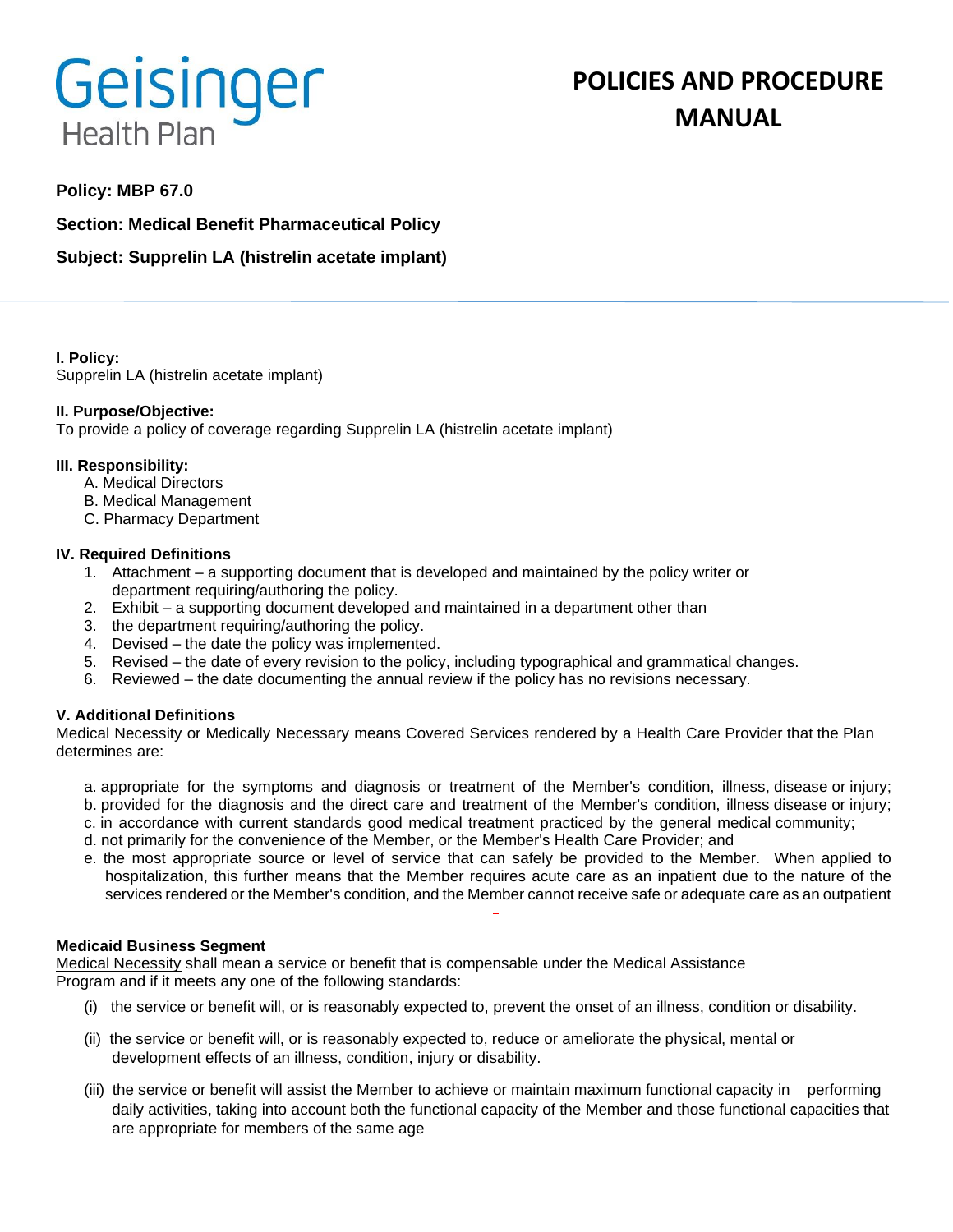Geisinger Health Plan

# POLICIES AND PROCEDURE MANUAL

**Policy: MBP 67.0**

**Section: Medical Benefit Pharmaceutical Policy**

**Subject: Supprelin LA (histrelin acetate implant)**

**I. Policy:**
Supprelin LA (histrelin acetate implant)

**II. Purpose/Objective:**
To provide a policy of coverage regarding Supprelin LA (histrelin acetate implant)

**III. Responsibility:**

A. Medical Directors
B. Medical Management
C. Pharmacy Department

**IV. Required Definitions**

1. Attachment – a supporting document that is developed and maintained by the policy writer or department requiring/authoring the policy.
2. Exhibit – a supporting document developed and maintained in a department other than
3. the department requiring/authoring the policy.
4. Devised – the date the policy was implemented.
5. Revised – the date of every revision to the policy, including typographical and grammatical changes.
6. Reviewed – the date documenting the annual review if the policy has no revisions necessary.

**V. Additional Definitions**
Medical Necessity or Medically Necessary means Covered Services rendered by a Health Care Provider that the Plan determines are:

a. appropriate for the symptoms and diagnosis or treatment of the Member's condition, illness, disease or injury;
b. provided for the diagnosis and the direct care and treatment of the Member's condition, illness disease or injury;
c. in accordance with current standards good medical treatment practiced by the general medical community;
d. not primarily for the convenience of the Member, or the Member's Health Care Provider; and
e. the most appropriate source or level of service that can safely be provided to the Member. When applied to hospitalization, this further means that the Member requires acute care as an inpatient due to the nature of the services rendered or the Member's condition, and the Member cannot receive safe or adequate care as an outpatient

**Medicaid Business Segment**
Medical Necessity shall mean a service or benefit that is compensable under the Medical Assistance Program and if it meets any one of the following standards:

(i) the service or benefit will, or is reasonably expected to, prevent the onset of an illness, condition or disability.

(ii) the service or benefit will, or is reasonably expected to, reduce or ameliorate the physical, mental or development effects of an illness, condition, injury or disability.

(iii) the service or benefit will assist the Member to achieve or maintain maximum functional capacity in performing daily activities, taking into account both the functional capacity of the Member and those functional capacities that are appropriate for members of the same age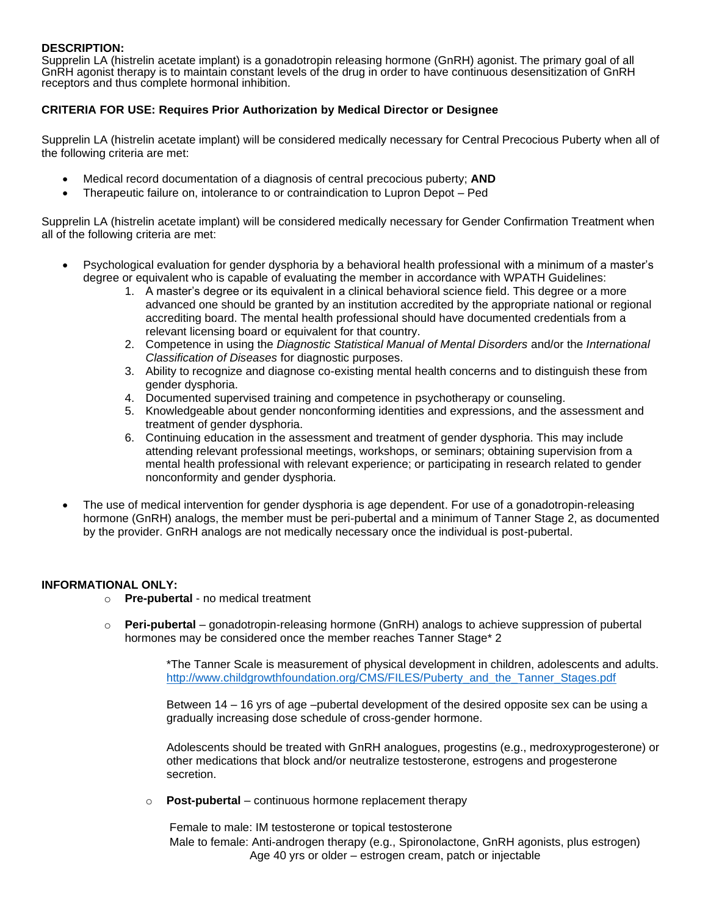**DESCRIPTION:**
Supprelin LA (histrelin acetate implant) is a gonadotropin releasing hormone (GnRH) agonist. The primary goal of all GnRH agonist therapy is to maintain constant levels of the drug in order to have continuous desensitization of GnRH receptors and thus complete hormonal inhibition.

**CRITERIA FOR USE: Requires Prior Authorization by Medical Director or Designee**

Supprelin LA (histrelin acetate implant) will be considered medically necessary for Central Precocious Puberty when all of the following criteria are met:

- Medical record documentation of a diagnosis of central precocious puberty; **AND**
- Therapeutic failure on, intolerance to or contraindication to Lupron Depot – Ped

Supprelin LA (histrelin acetate implant) will be considered medically necessary for Gender Confirmation Treatment when all of the following criteria are met:

- Psychological evaluation for gender dysphoria by a behavioral health professional with a minimum of a master's degree or equivalent who is capable of evaluating the member in accordance with WPATH Guidelines:
    1. A master's degree or its equivalent in a clinical behavioral science field. This degree or a more advanced one should be granted by an institution accredited by the appropriate national or regional accrediting board. The mental health professional should have documented credentials from a relevant licensing board or equivalent for that country.
    2. Competence in using the *Diagnostic Statistical Manual of Mental Disorders* and/or the *International Classification of Diseases* for diagnostic purposes.
    3. Ability to recognize and diagnose co-existing mental health concerns and to distinguish these from gender dysphoria.
    4. Documented supervised training and competence in psychotherapy or counseling.
    5. Knowledgeable about gender nonconforming identities and expressions, and the assessment and treatment of gender dysphoria.
    6. Continuing education in the assessment and treatment of gender dysphoria. This may include attending relevant professional meetings, workshops, or seminars; obtaining supervision from a mental health professional with relevant experience; or participating in research related to gender nonconformity and gender dysphoria.

- The use of medical intervention for gender dysphoria is age dependent. For use of a gonadotropin-releasing hormone (GnRH) analogs, the member must be peri-pubertal and a minimum of Tanner Stage 2, as documented by the provider. GnRH analogs are not medically necessary once the individual is post-pubertal.

**INFORMATIONAL ONLY:**

- **Pre-pubertal** - no medical treatment

- **Peri-pubertal** – gonadotropin-releasing hormone (GnRH) analogs to achieve suppression of pubertal hormones may be considered once the member reaches Tanner Stage* 2

    *The Tanner Scale is measurement of physical development in children, adolescents and adults. http://www.childgrowthfoundation.org/CMS/FILES/Puberty_and_the_Tanner_Stages.pdf

    Between 14 – 16 yrs of age –pubertal development of the desired opposite sex can be using a gradually increasing dose schedule of cross-gender hormone.

    Adolescents should be treated with GnRH analogues, progestins (e.g., medroxyprogesterone) or other medications that block and/or neutralize testosterone, estrogens and progesterone secretion.

    - **Post-pubertal** – continuous hormone replacement therapy

        Female to male: IM testosterone or topical testosterone
        Male to female: Anti-androgen therapy (e.g., Spironolactone, GnRH agonists, plus estrogen)
        Age 40 yrs or older – estrogen cream, patch or injectable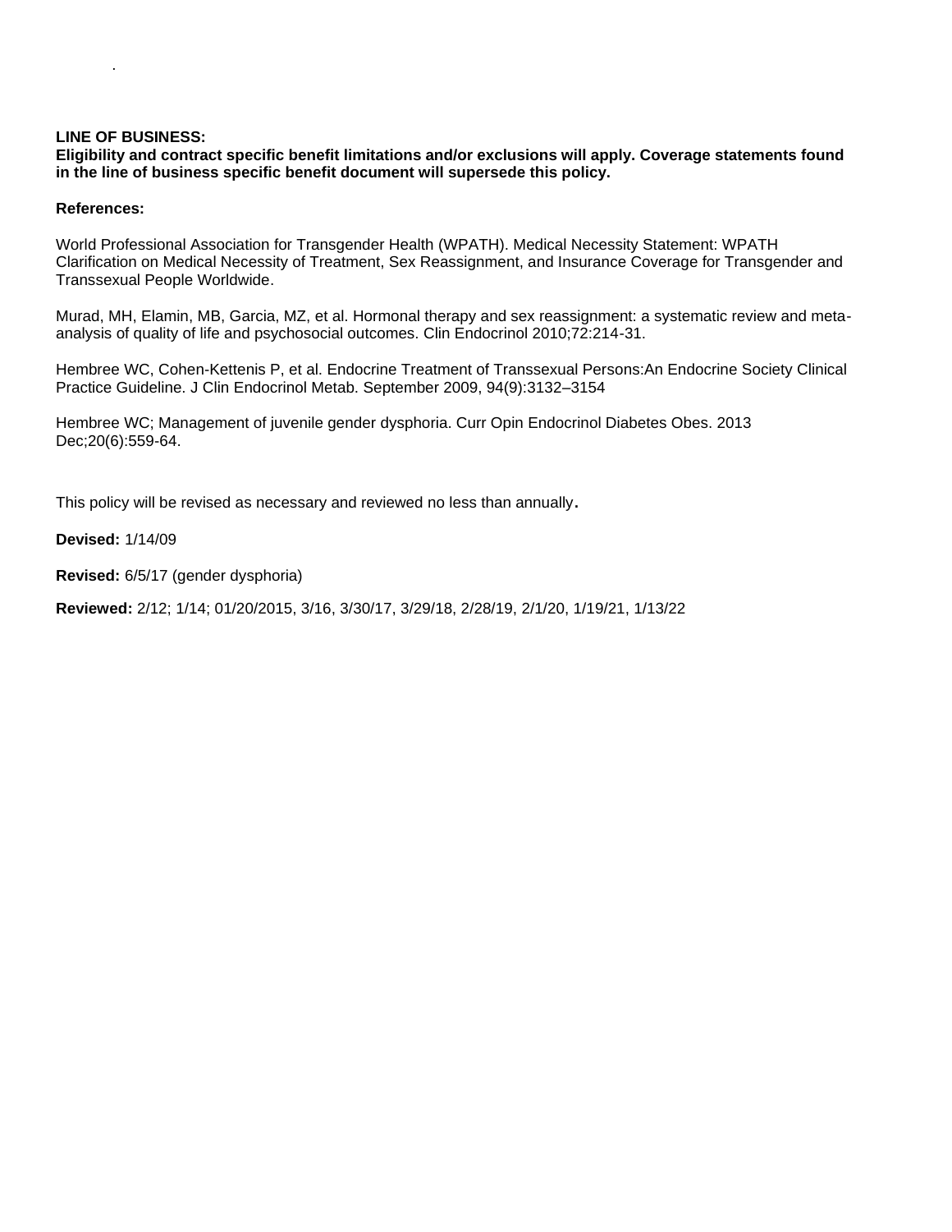**LINE OF BUSINESS:**
**Eligibility and contract specific benefit limitations and/or exclusions will apply. Coverage statements found in the line of business specific benefit document will supersede this policy.**

**References:**

World Professional Association for Transgender Health (WPATH). Medical Necessity Statement: WPATH Clarification on Medical Necessity of Treatment, Sex Reassignment, and Insurance Coverage for Transgender and Transsexual People Worldwide.

Murad, MH, Elamin, MB, Garcia, MZ, et al. Hormonal therapy and sex reassignment: a systematic review and meta-analysis of quality of life and psychosocial outcomes. Clin Endocrinol 2010;72:214-31.

Hembree WC, Cohen-Kettenis P, et al. Endocrine Treatment of Transsexual Persons:An Endocrine Society Clinical Practice Guideline. J Clin Endocrinol Metab. September 2009, 94(9):3132–3154

Hembree WC; Management of juvenile gender dysphoria. Curr Opin Endocrinol Diabetes Obes. 2013 Dec;20(6):559-64.

This policy will be revised as necessary and reviewed no less than annually.

**Devised:** 1/14/09

**Revised:** 6/5/17 (gender dysphoria)

**Reviewed:** 2/12; 1/14; 01/20/2015, 3/16, 3/30/17, 3/29/18, 2/28/19, 2/1/20, 1/19/21, 1/13/22